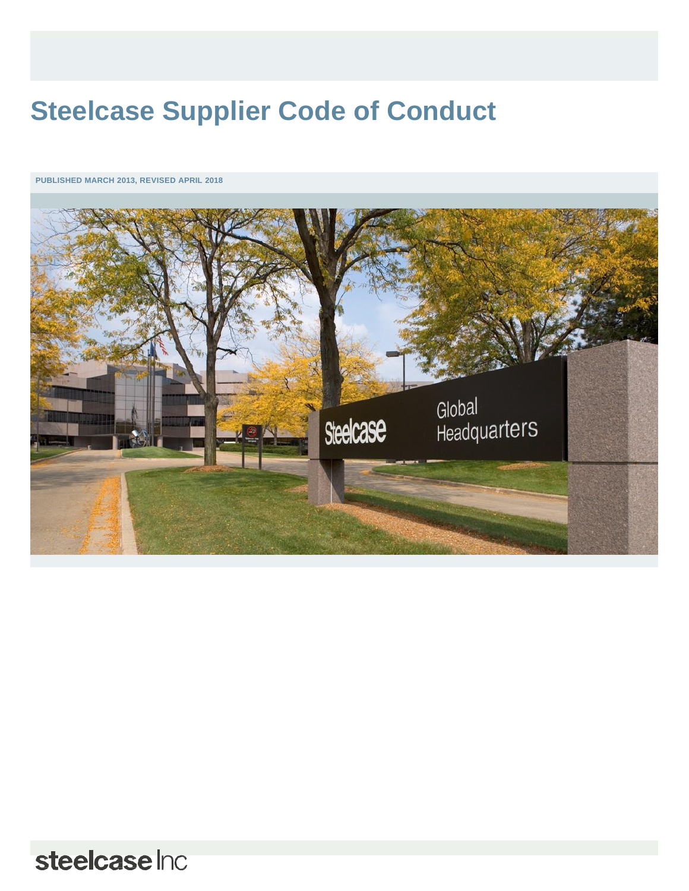# Steelcase Supplier Code of Conduct

PUBLISHED MARCH 2013, REVISED APRIL 2018

steelcase Inc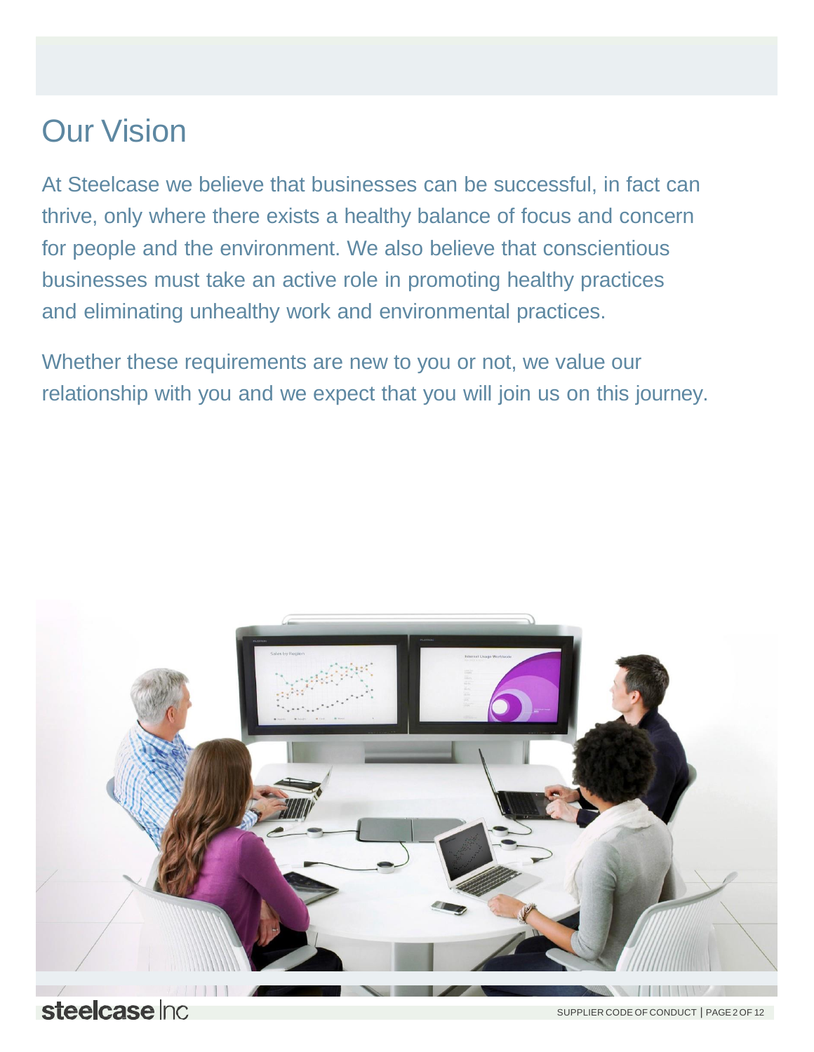# Our Vision

At Steelcase we believe that businesses can be successful, in fact can thrive, only where there exists a healthy balance of focus and concern for people and the environment. We also believe that conscientious businesses must take an active role in promoting healthy practices and eliminating unhealthy work and environmental practices.

Whether these requirements are new to you or not, we value our relationship with you and we expect that you will join us on this journey.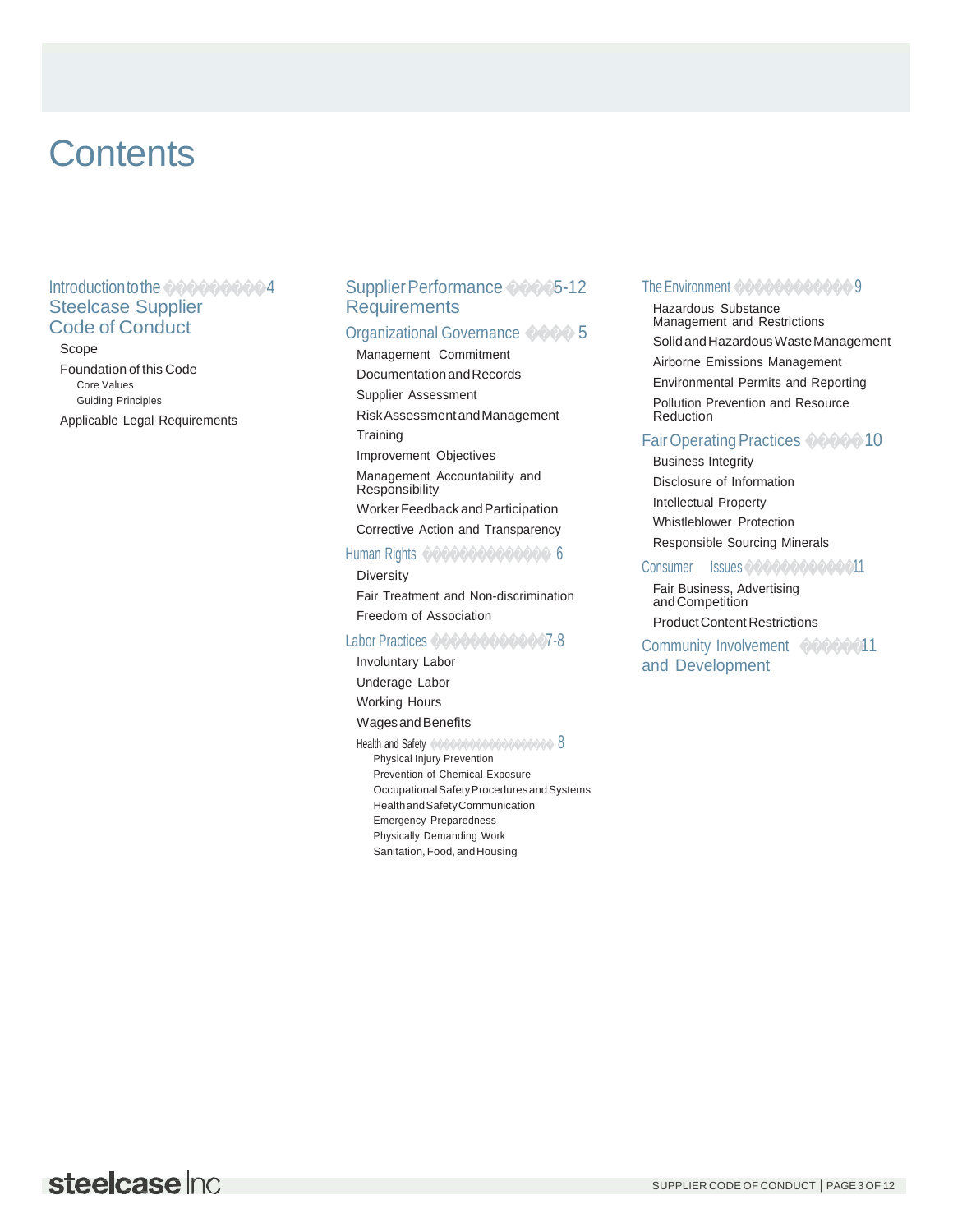# Contents

**Introduction to the Steelcase Supplier Code of Conduct** — 4

- Scope
- Foundation of this Code
  - Core Values
  - Guiding Principles
- Applicable Legal Requirements

**Supplier Performance Requirements** — 5-12

**Organizational Governance** — 5

- Management Commitment
- Documentation and Records
- Supplier Assessment
- Risk Assessment and Management
- Training
- Improvement Objectives
- Management Accountability and Responsibility
- Worker Feedback and Participation
- Corrective Action and Transparency

**Human Rights** — 6

- Diversity
- Fair Treatment and Non-discrimination
- Freedom of Association

**Labor Practices** — 7-8

- Involuntary Labor
- Underage Labor
- Working Hours
- Wages and Benefits
- Health and Safety — 8
  - Physical Injury Prevention
  - Prevention of Chemical Exposure
  - Occupational Safety Procedures and Systems
  - Health and Safety Communication
  - Emergency Preparedness
  - Physically Demanding Work
  - Sanitation, Food, and Housing

**The Environment** — 9

- Hazardous Substance Management and Restrictions
- Solid and Hazardous Waste Management
- Airborne Emissions Management
- Environmental Permits and Reporting
- Pollution Prevention and Resource Reduction

**Fair Operating Practices** — 10

- Business Integrity
- Disclosure of Information
- Intellectual Property
- Whistleblower Protection
- Responsible Sourcing Minerals

**Consumer Issues** — 11

- Fair Business, Advertising and Competition
- Product Content Restrictions

**Community Involvement and Development** — 11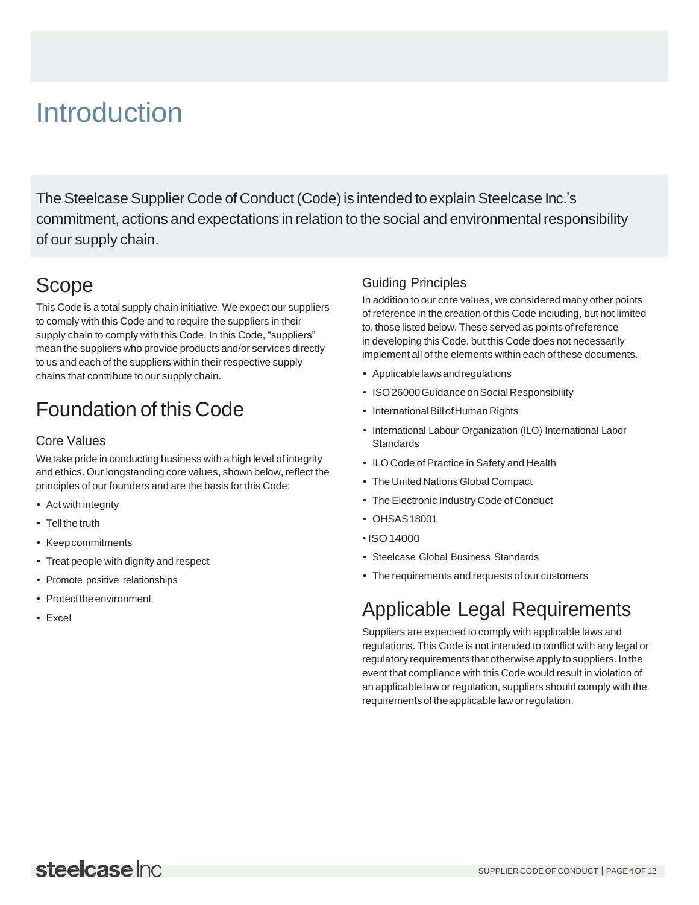# Introduction

The Steelcase Supplier Code of Conduct (Code) is intended to explain Steelcase Inc.'s commitment, actions and expectations in relation to the social and environmental responsibility of our supply chain.

## Scope

This Code is a total supply chain initiative. We expect our suppliers to comply with this Code and to require the suppliers in their supply chain to comply with this Code. In this Code, "suppliers" mean the suppliers who provide products and/or services directly to us and each of the suppliers within their respective supply chains that contribute to our supply chain.

## Foundation of this Code

### Core Values

We take pride in conducting business with a high level of integrity and ethics. Our longstanding core values, shown below, reflect the principles of our founders and are the basis for this Code:

- Act with integrity
- Tell the truth
- Keep commitments
- Treat people with dignity and respect
- Promote positive relationships
- Protect the environment
- Excel

### Guiding Principles

In addition to our core values, we considered many other points of reference in the creation of this Code including, but not limited to, those listed below. These served as points of reference in developing this Code, but this Code does not necessarily implement all of the elements within each of these documents.

- Applicable laws and regulations
- ISO 26000 Guidance on Social Responsibility
- International Bill of Human Rights
- International Labour Organization (ILO) International Labor Standards
- ILO Code of Practice in Safety and Health
- The United Nations Global Compact
- The Electronic Industry Code of Conduct
- OHSAS 18001
- ISO 14000
- Steelcase Global Business Standards
- The requirements and requests of our customers

## Applicable Legal Requirements

Suppliers are expected to comply with applicable laws and regulations. This Code is not intended to conflict with any legal or regulatory requirements that otherwise apply to suppliers. In the event that compliance with this Code would result in violation of an applicable law or regulation, suppliers should comply with the requirements of the applicable law or regulation.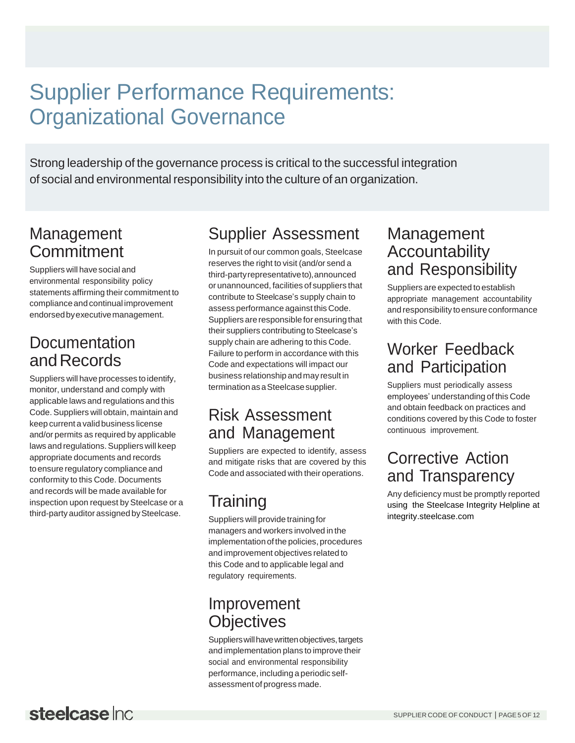# Supplier Performance Requirements: Organizational Governance

Strong leadership of the governance process is critical to the successful integration of social and environmental responsibility into the culture of an organization.

## Management Commitment

Suppliers will have social and environmental responsibility policy statements affirming their commitment to compliance and continual improvement endorsed by executive management.

## Documentation and Records

Suppliers will have processes to identify, monitor, understand and comply with applicable laws and regulations and this Code. Suppliers will obtain, maintain and keep current a valid business license and/or permits as required by applicable laws and regulations. Suppliers will keep appropriate documents and records to ensure regulatory compliance and conformity to this Code. Documents and records will be made available for inspection upon request by Steelcase or a third-party auditor assigned by Steelcase.

## Supplier Assessment

In pursuit of our common goals, Steelcase reserves the right to visit (and/or send a third-party representative to), announced or unannounced, facilities of suppliers that contribute to Steelcase's supply chain to assess performance against this Code. Suppliers are responsible for ensuring that their suppliers contributing to Steelcase's supply chain are adhering to this Code. Failure to perform in accordance with this Code and expectations will impact our business relationship and may result in termination as a Steelcase supplier.

## Risk Assessment and Management

Suppliers are expected to identify, assess and mitigate risks that are covered by this Code and associated with their operations.

## Training

Suppliers will provide training for managers and workers involved in the implementation of the policies, procedures and improvement objectives related to this Code and to applicable legal and regulatory requirements.

## Improvement Objectives

Suppliers will have written objectives, targets and implementation plans to improve their social and environmental responsibility performance, including a periodic self-assessment of progress made.

## Management Accountability and Responsibility

Suppliers are expected to establish appropriate management accountability and responsibility to ensure conformance with this Code.

## Worker Feedback and Participation

Suppliers must periodically assess employees' understanding of this Code and obtain feedback on practices and conditions covered by this Code to foster continuous improvement.

## Corrective Action and Transparency

Any deficiency must be promptly reported using the Steelcase Integrity Helpline at integrity.steelcase.com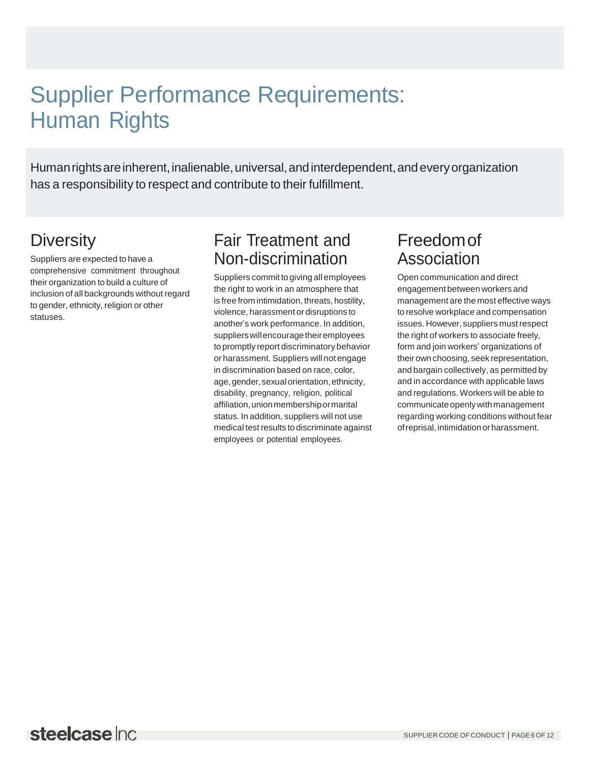# Supplier Performance Requirements: Human Rights

Human rights are inherent, inalienable, universal, and interdependent, and every organization has a responsibility to respect and contribute to their fulfillment.

## Diversity

Suppliers are expected to have a comprehensive commitment throughout their organization to build a culture of inclusion of all backgrounds without regard to gender, ethnicity, religion or other statuses.

## Fair Treatment and Non-discrimination

Suppliers commit to giving all employees the right to work in an atmosphere that is free from intimidation, threats, hostility, violence, harassment or disruptions to another's work performance. In addition, suppliers will encourage their employees to promptly report discriminatory behavior or harassment. Suppliers will not engage in discrimination based on race, color, age, gender, sexual orientation, ethnicity, disability, pregnancy, religion, political affiliation, union membership or marital status. In addition, suppliers will not use medical test results to discriminate against employees or potential employees.

## Freedom of Association

Open communication and direct engagement between workers and management are the most effective ways to resolve workplace and compensation issues. However, suppliers must respect the right of workers to associate freely, form and join workers' organizations of their own choosing, seek representation, and bargain collectively, as permitted by and in accordance with applicable laws and regulations. Workers will be able to communicate openly with management regarding working conditions without fear of reprisal, intimidation or harassment.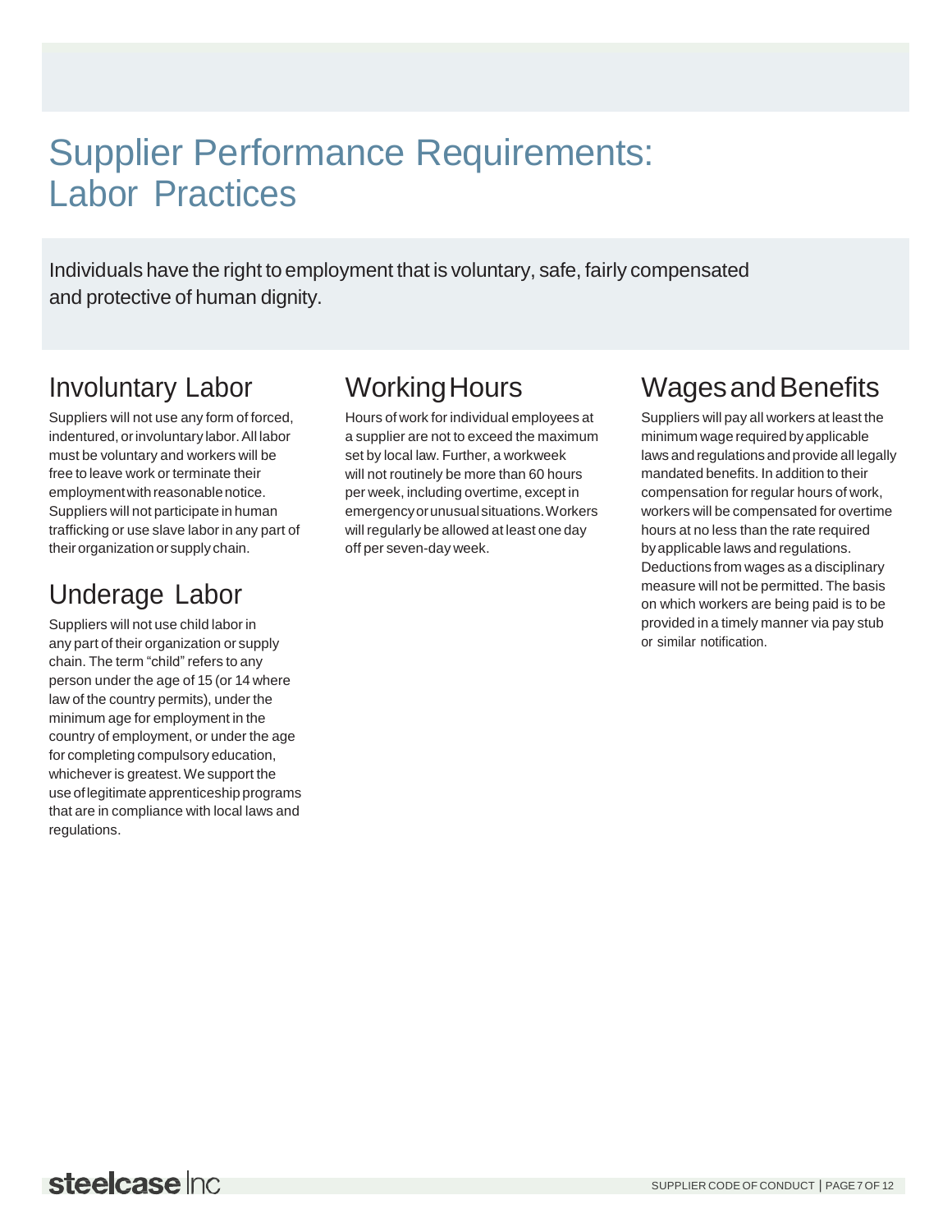# Supplier Performance Requirements: Labor Practices

Individuals have the right to employment that is voluntary, safe, fairly compensated and protective of human dignity.

## Involuntary Labor

Suppliers will not use any form of forced, indentured, or involuntary labor. All labor must be voluntary and workers will be free to leave work or terminate their employment with reasonable notice. Suppliers will not participate in human trafficking or use slave labor in any part of their organization or supply chain.

## Underage Labor

Suppliers will not use child labor in any part of their organization or supply chain. The term "child" refers to any person under the age of 15 (or 14 where law of the country permits), under the minimum age for employment in the country of employment, or under the age for completing compulsory education, whichever is greatest. We support the use of legitimate apprenticeship programs that are in compliance with local laws and regulations.

## Working Hours

Hours of work for individual employees at a supplier are not to exceed the maximum set by local law. Further, a workweek will not routinely be more than 60 hours per week, including overtime, except in emergency or unusual situations. Workers will regularly be allowed at least one day off per seven-day week.

## Wages and Benefits

Suppliers will pay all workers at least the minimum wage required by applicable laws and regulations and provide all legally mandated benefits. In addition to their compensation for regular hours of work, workers will be compensated for overtime hours at no less than the rate required by applicable laws and regulations. Deductions from wages as a disciplinary measure will not be permitted. The basis on which workers are being paid is to be provided in a timely manner via pay stub or similar notification.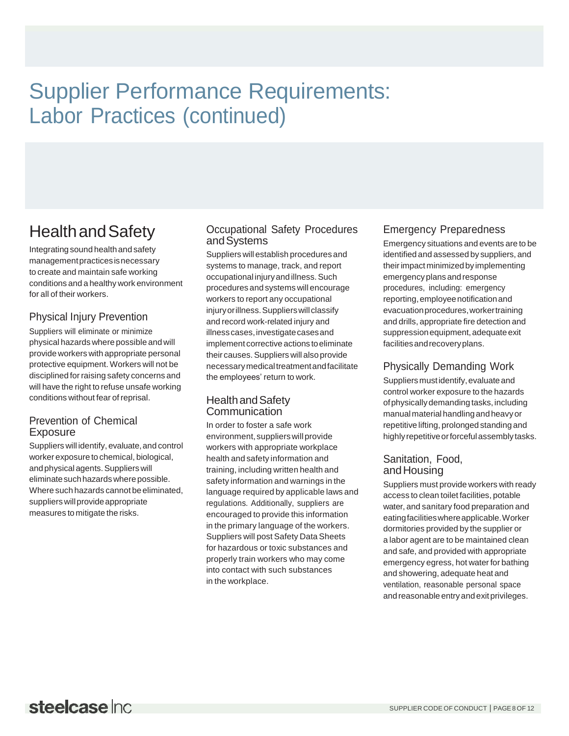# Supplier Performance Requirements: Labor Practices (continued)

## Health and Safety

Integrating sound health and safety management practices is necessary to create and maintain safe working conditions and a healthy work environment for all of their workers.

### Physical Injury Prevention

Suppliers will eliminate or minimize physical hazards where possible and will provide workers with appropriate personal protective equipment. Workers will not be disciplined for raising safety concerns and will have the right to refuse unsafe working conditions without fear of reprisal.

### Prevention of Chemical Exposure

Suppliers will identify, evaluate, and control worker exposure to chemical, biological, and physical agents. Suppliers will eliminate such hazards where possible. Where such hazards cannot be eliminated, suppliers will provide appropriate measures to mitigate the risks.

### Occupational Safety Procedures and Systems

Suppliers will establish procedures and systems to manage, track, and report occupational injury and illness. Such procedures and systems will encourage workers to report any occupational injury or illness. Suppliers will classify and record work-related injury and illness cases, investigate cases and implement corrective actions to eliminate their causes. Suppliers will also provide necessary medical treatment and facilitate the employees' return to work.

### Health and Safety Communication

In order to foster a safe work environment, suppliers will provide workers with appropriate workplace health and safety information and training, including written health and safety information and warnings in the language required by applicable laws and regulations. Additionally, suppliers are encouraged to provide this information in the primary language of the workers. Suppliers will post Safety Data Sheets for hazardous or toxic substances and properly train workers who may come into contact with such substances in the workplace.

### Emergency Preparedness

Emergency situations and events are to be identified and assessed by suppliers, and their impact minimized by implementing emergency plans and response procedures, including: emergency reporting, employee notification and evacuation procedures, worker training and drills, appropriate fire detection and suppression equipment, adequate exit facilities and recovery plans.

### Physically Demanding Work

Suppliers must identify, evaluate and control worker exposure to the hazards of physically demanding tasks, including manual material handling and heavy or repetitive lifting, prolonged standing and highly repetitive or forceful assembly tasks.

### Sanitation, Food, and Housing

Suppliers must provide workers with ready access to clean toilet facilities, potable water, and sanitary food preparation and eating facilities where applicable. Worker dormitories provided by the supplier or a labor agent are to be maintained clean and safe, and provided with appropriate emergency egress, hot water for bathing and showering, adequate heat and ventilation, reasonable personal space and reasonable entry and exit privileges.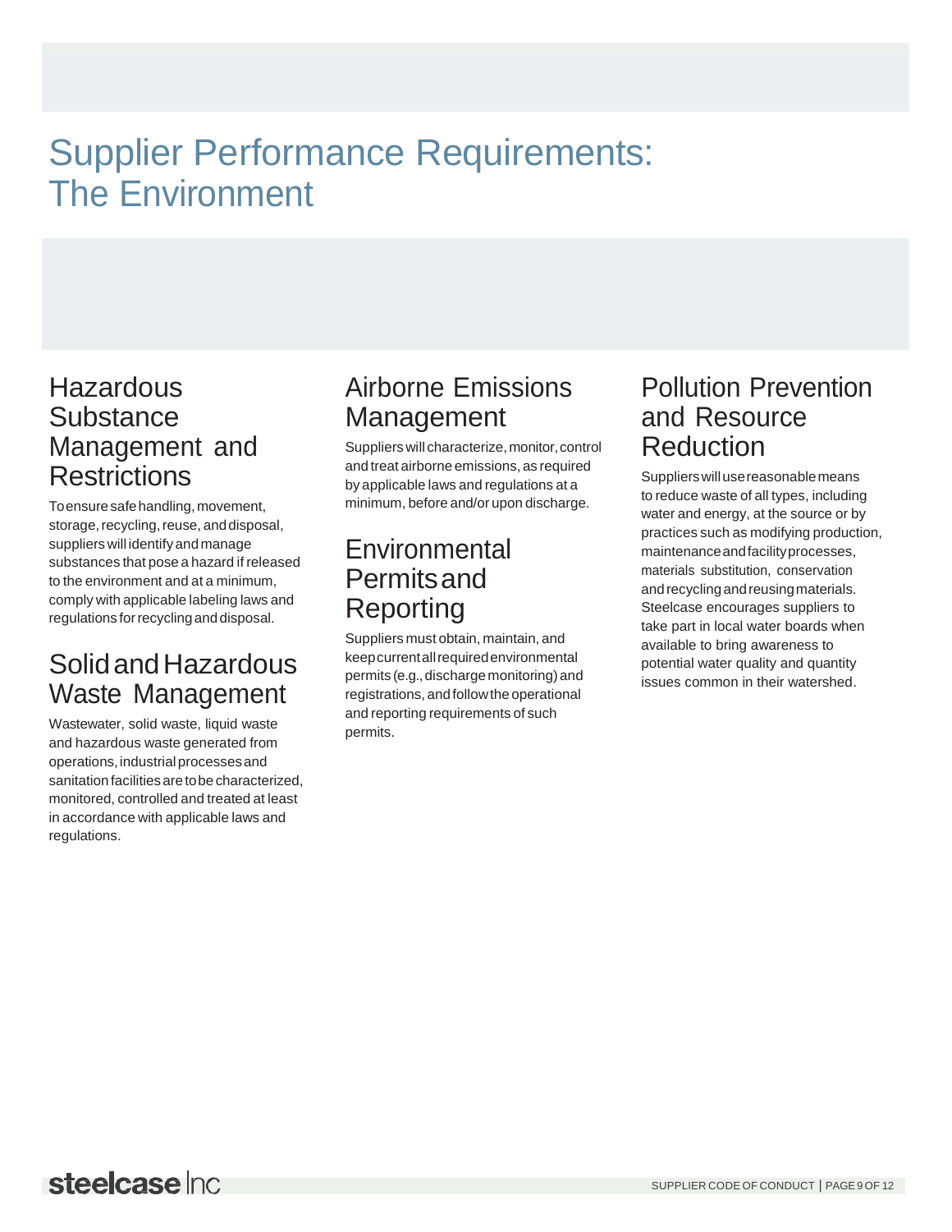# Supplier Performance Requirements: The Environment

## Hazardous Substance Management and Restrictions

To ensure safe handling, movement, storage, recycling, reuse, and disposal, suppliers will identify and manage substances that pose a hazard if released to the environment and at a minimum, comply with applicable labeling laws and regulations for recycling and disposal.

## Solid and Hazardous Waste Management

Wastewater, solid waste, liquid waste and hazardous waste generated from operations, industrial processes and sanitation facilities are to be characterized, monitored, controlled and treated at least in accordance with applicable laws and regulations.

## Airborne Emissions Management

Suppliers will characterize, monitor, control and treat airborne emissions, as required by applicable laws and regulations at a minimum, before and/or upon discharge.

## Environmental Permits and Reporting

Suppliers must obtain, maintain, and keep current all required environmental permits (e.g., discharge monitoring) and registrations, and follow the operational and reporting requirements of such permits.

## Pollution Prevention and Resource Reduction

Suppliers will use reasonable means to reduce waste of all types, including water and energy, at the source or by practices such as modifying production, maintenance and facility processes, materials substitution, conservation and recycling and reusing materials. Steelcase encourages suppliers to take part in local water boards when available to bring awareness to potential water quality and quantity issues common in their watershed.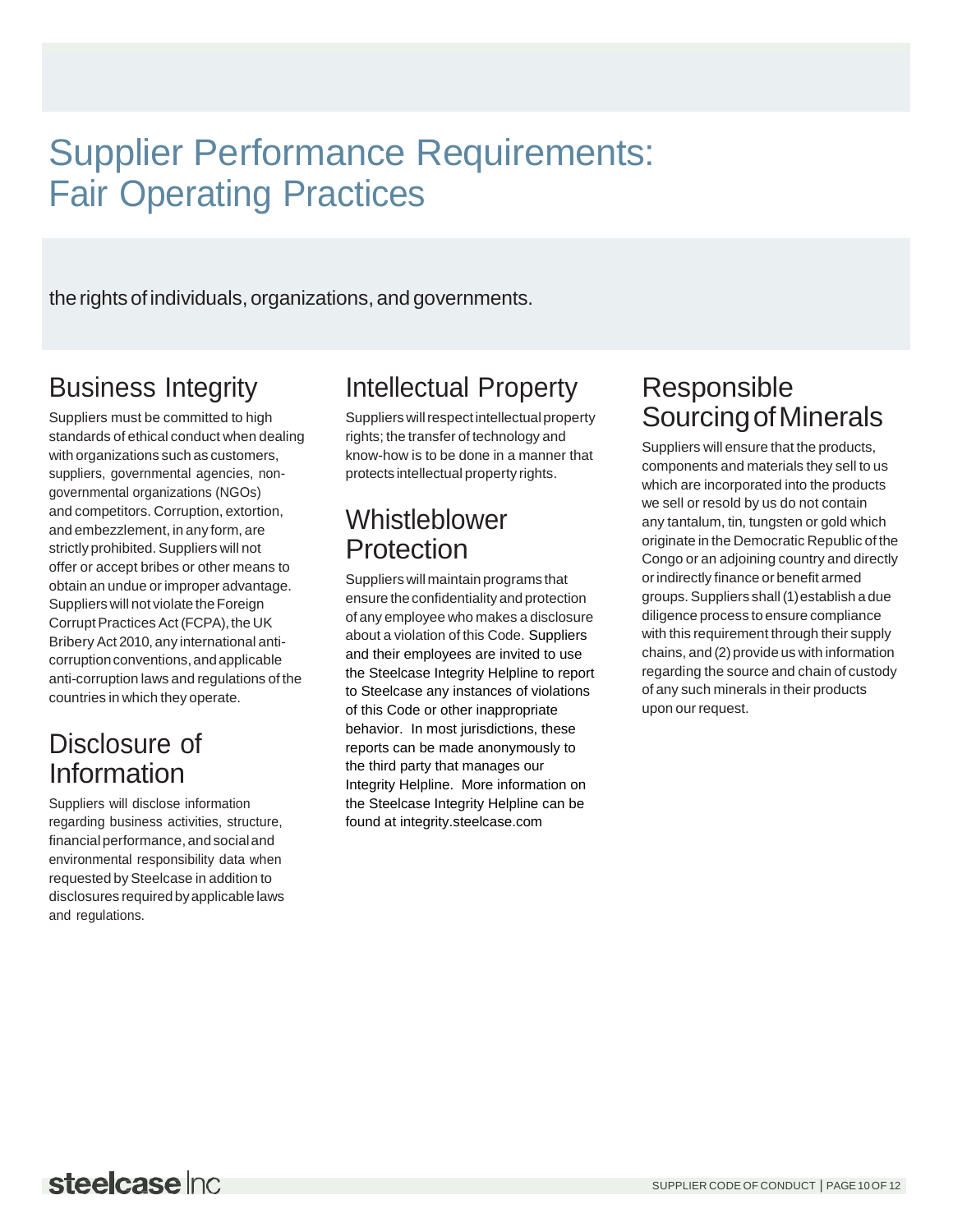# Supplier Performance Requirements: Fair Operating Practices

the rights of individuals, organizations, and governments.

## Business Integrity

Suppliers must be committed to high standards of ethical conduct when dealing with organizations such as customers, suppliers, governmental agencies, non-governmental organizations (NGOs) and competitors. Corruption, extortion, and embezzlement, in any form, are strictly prohibited. Suppliers will not offer or accept bribes or other means to obtain an undue or improper advantage. Suppliers will not violate the Foreign Corrupt Practices Act (FCPA), the UK Bribery Act 2010, any international anti-corruption conventions, and applicable anti-corruption laws and regulations of the countries in which they operate.

## Disclosure of Information

Suppliers will disclose information regarding business activities, structure, financial performance, and social and environmental responsibility data when requested by Steelcase in addition to disclosures required by applicable laws and regulations.

## Intellectual Property

Suppliers will respect intellectual property rights; the transfer of technology and know-how is to be done in a manner that protects intellectual property rights.

## Whistleblower Protection

Suppliers will maintain programs that ensure the confidentiality and protection of any employee who makes a disclosure about a violation of this Code. Suppliers and their employees are invited to use the Steelcase Integrity Helpline to report to Steelcase any instances of violations of this Code or other inappropriate behavior. In most jurisdictions, these reports can be made anonymously to the third party that manages our Integrity Helpline. More information on the Steelcase Integrity Helpline can be found at integrity.steelcase.com

## Responsible Sourcing of Minerals

Suppliers will ensure that the products, components and materials they sell to us which are incorporated into the products we sell or resold by us do not contain any tantalum, tin, tungsten or gold which originate in the Democratic Republic of the Congo or an adjoining country and directly or indirectly finance or benefit armed groups. Suppliers shall (1) establish a due diligence process to ensure compliance with this requirement through their supply chains, and (2) provide us with information regarding the source and chain of custody of any such minerals in their products upon our request.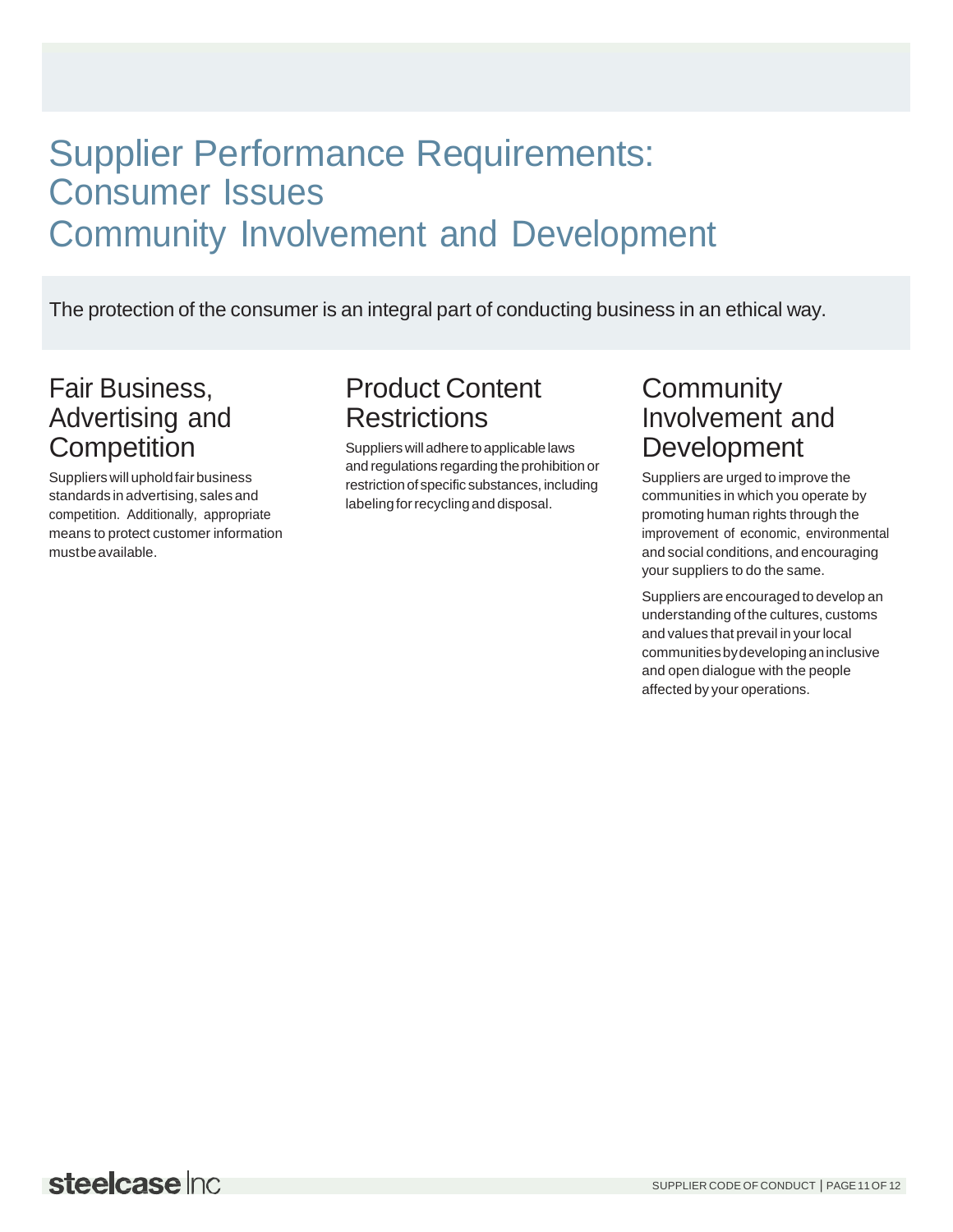# Supplier Performance Requirements: Consumer Issues Community Involvement and Development

The protection of the consumer is an integral part of conducting business in an ethical way.

## Fair Business, Advertising and Competition

Suppliers will uphold fair business standards in advertising, sales and competition. Additionally, appropriate means to protect customer information must be available.

## Product Content Restrictions

Suppliers will adhere to applicable laws and regulations regarding the prohibition or restriction of specific substances, including labeling for recycling and disposal.

## Community Involvement and Development

Suppliers are urged to improve the communities in which you operate by promoting human rights through the improvement of economic, environmental and social conditions, and encouraging your suppliers to do the same.

Suppliers are encouraged to develop an understanding of the cultures, customs and values that prevail in your local communities by developing an inclusive and open dialogue with the people affected by your operations.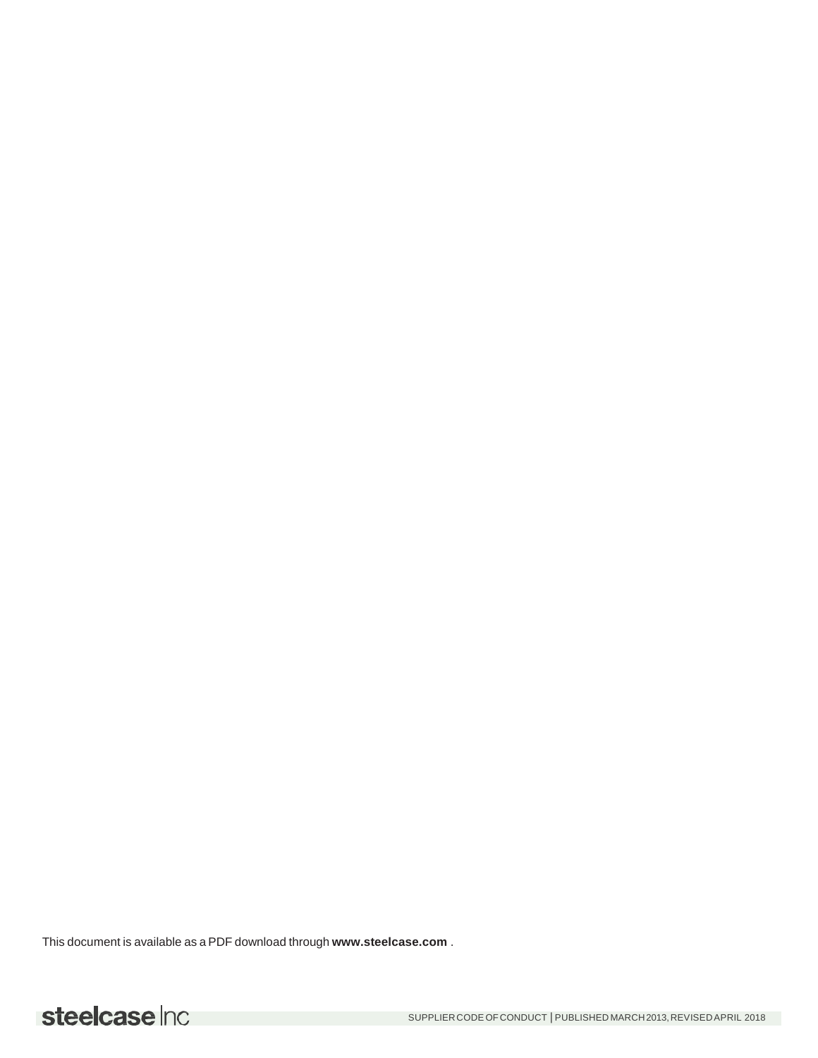This document is available as a PDF download through **www.steelcase.com** .